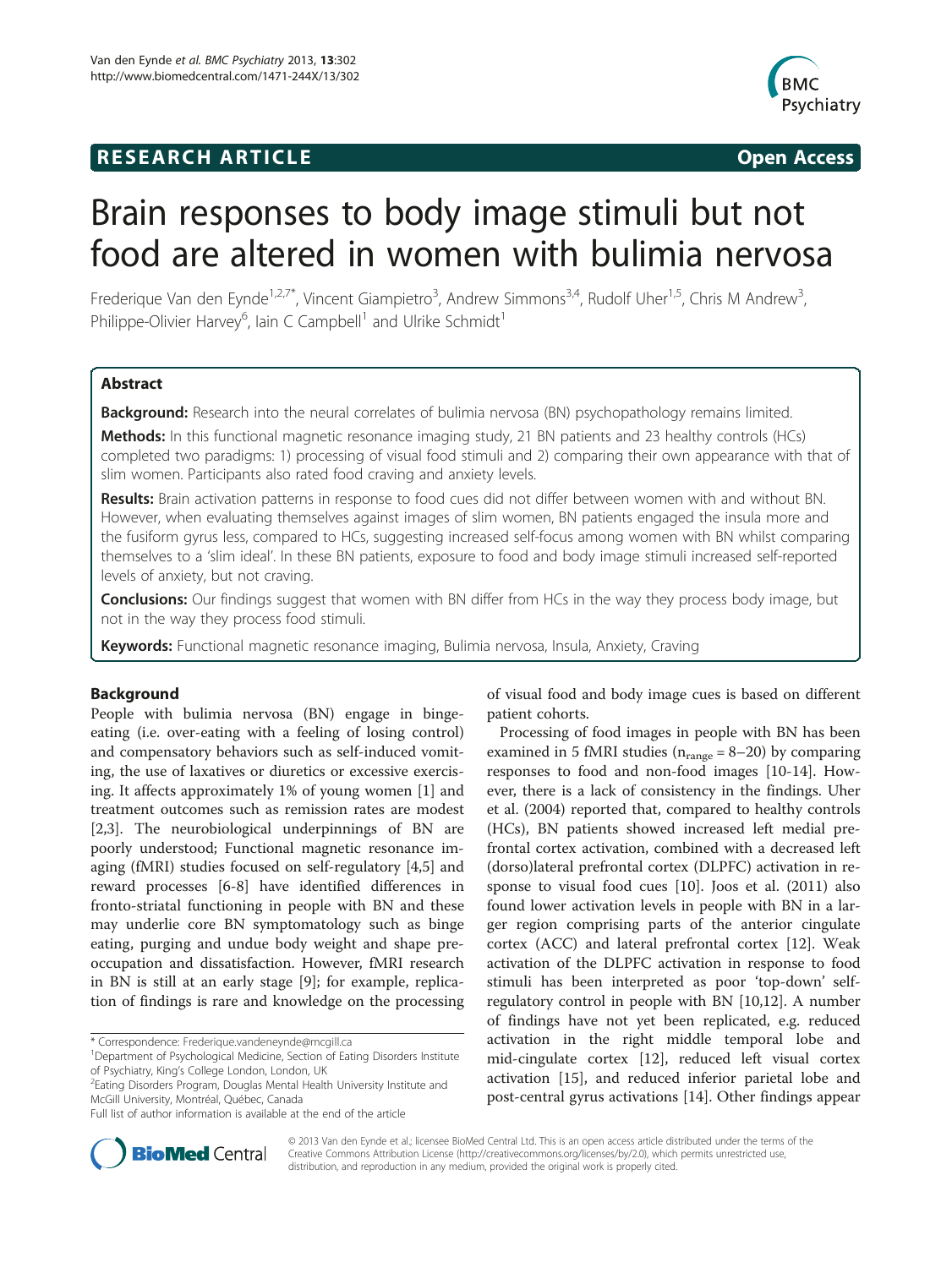**RESEARCH ARTICLE** **Open Access**

# Brain responses to body image stimuli but not food are altered in women with bulimia nervosa

Frederique Van den Eynde[1,2,7*], Vincent Giampietro[3], Andrew Simmons[3,4], Rudolf Uher[1,5], Chris M Andrew[3], Philippe-Olivier Harvey[6], Iain C Campbell[1] and Ulrike Schmidt[1]

## Abstract

**Background:** Research into the neural correlates of bulimia nervosa (BN) psychopathology remains limited.

**Methods:** In this functional magnetic resonance imaging study, 21 BN patients and 23 healthy controls (HCs) completed two paradigms: 1) processing of visual food stimuli and 2) comparing their own appearance with that of slim women. Participants also rated food craving and anxiety levels.

**Results:** Brain activation patterns in response to food cues did not differ between women with and without BN. However, when evaluating themselves against images of slim women, BN patients engaged the insula more and the fusiform gyrus less, compared to HCs, suggesting increased self-focus among women with BN whilst comparing themselves to a 'slim ideal'. In these BN patients, exposure to food and body image stimuli increased self-reported levels of anxiety, but not craving.

**Conclusions:** Our findings suggest that women with BN differ from HCs in the way they process body image, but not in the way they process food stimuli.

**Keywords:** Functional magnetic resonance imaging, Bulimia nervosa, Insula, Anxiety, Craving

## Background

People with bulimia nervosa (BN) engage in binge-eating (i.e. over-eating with a feeling of losing control) and compensatory behaviors such as self-induced vomiting, the use of laxatives or diuretics or excessive exercising. It affects approximately 1% of young women [1] and treatment outcomes such as remission rates are modest [2,3]. The neurobiological underpinnings of BN are poorly understood; Functional magnetic resonance imaging (fMRI) studies focused on self-regulatory [4,5] and reward processes [6-8] have identified differences in fronto-striatal functioning in people with BN and these may underlie core BN symptomatology such as binge eating, purging and undue body weight and shape preoccupation and dissatisfaction. However, fMRI research in BN is still at an early stage [9]; for example, replication of findings is rare and knowledge on the processing of visual food and body image cues is based on different patient cohorts.

Processing of food images in people with BN has been examined in 5 fMRI studies ($n_{range} = 8–20$) by comparing responses to food and non-food images [10-14]. However, there is a lack of consistency in the findings. Uher et al. (2004) reported that, compared to healthy controls (HCs), BN patients showed increased left medial prefrontal cortex activation, combined with a decreased left (dorso)lateral prefrontal cortex (DLPFC) activation in response to visual food cues [10]. Joos et al. (2011) also found lower activation levels in people with BN in a larger region comprising parts of the anterior cingulate cortex (ACC) and lateral prefrontal cortex [12]. Weak activation of the DLPFC activation in response to food stimuli has been interpreted as poor 'top-down' self-regulatory control in people with BN [10,12]. A number of findings have not yet been replicated, e.g. reduced activation in the right middle temporal lobe and mid-cingulate cortex [12], reduced left visual cortex activation [15], and reduced inferior parietal lobe and post-central gyrus activations [14]. Other findings appear

\* Correspondence: Frederique.vandeneynde@mcgill.ca
[1]Department of Psychological Medicine, Section of Eating Disorders Institute of Psychiatry, King's College London, London, UK
[2]Eating Disorders Program, Douglas Mental Health University Institute and McGill University, Montréal, Québec, Canada
Full list of author information is available at the end of the article

© 2013 Van den Eynde et al.; licensee BioMed Central Ltd. This is an open access article distributed under the terms of the Creative Commons Attribution License (http://creativecommons.org/licenses/by/2.0), which permits unrestricted use, distribution, and reproduction in any medium, provided the original work is properly cited.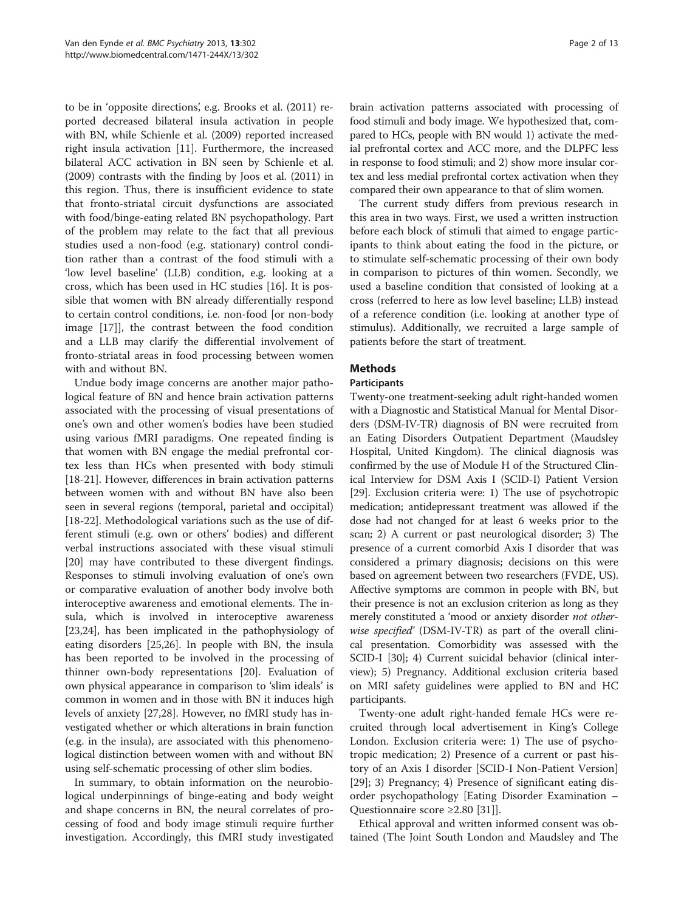to be in 'opposite directions', e.g. Brooks et al. (2011) reported decreased bilateral insula activation in people with BN, while Schienle et al. (2009) reported increased right insula activation [11]. Furthermore, the increased bilateral ACC activation in BN seen by Schienle et al. (2009) contrasts with the finding by Joos et al. (2011) in this region. Thus, there is insufficient evidence to state that fronto-striatal circuit dysfunctions are associated with food/binge-eating related BN psychopathology. Part of the problem may relate to the fact that all previous studies used a non-food (e.g. stationary) control condition rather than a contrast of the food stimuli with a 'low level baseline' (LLB) condition, e.g. looking at a cross, which has been used in HC studies [16]. It is possible that women with BN already differentially respond to certain control conditions, i.e. non-food [or non-body image [17]], the contrast between the food condition and a LLB may clarify the differential involvement of fronto-striatal areas in food processing between women with and without BN.

Undue body image concerns are another major pathological feature of BN and hence brain activation patterns associated with the processing of visual presentations of one's own and other women's bodies have been studied using various fMRI paradigms. One repeated finding is that women with BN engage the medial prefrontal cortex less than HCs when presented with body stimuli [18-21]. However, differences in brain activation patterns between women with and without BN have also been seen in several regions (temporal, parietal and occipital) [18-22]. Methodological variations such as the use of different stimuli (e.g. own or others' bodies) and different verbal instructions associated with these visual stimuli [20] may have contributed to these divergent findings. Responses to stimuli involving evaluation of one's own or comparative evaluation of another body involve both interoceptive awareness and emotional elements. The insula, which is involved in interoceptive awareness [23,24], has been implicated in the pathophysiology of eating disorders [25,26]. In people with BN, the insula has been reported to be involved in the processing of thinner own-body representations [20]. Evaluation of own physical appearance in comparison to 'slim ideals' is common in women and in those with BN it induces high levels of anxiety [27,28]. However, no fMRI study has investigated whether or which alterations in brain function (e.g. in the insula), are associated with this phenomenological distinction between women with and without BN using self-schematic processing of other slim bodies.

In summary, to obtain information on the neurobiological underpinnings of binge-eating and body weight and shape concerns in BN, the neural correlates of processing of food and body image stimuli require further investigation. Accordingly, this fMRI study investigated brain activation patterns associated with processing of food stimuli and body image. We hypothesized that, compared to HCs, people with BN would 1) activate the medial prefrontal cortex and ACC more, and the DLPFC less in response to food stimuli; and 2) show more insular cortex and less medial prefrontal cortex activation when they compared their own appearance to that of slim women.

The current study differs from previous research in this area in two ways. First, we used a written instruction before each block of stimuli that aimed to engage participants to think about eating the food in the picture, or to stimulate self-schematic processing of their own body in comparison to pictures of thin women. Secondly, we used a baseline condition that consisted of looking at a cross (referred to here as low level baseline; LLB) instead of a reference condition (i.e. looking at another type of stimulus). Additionally, we recruited a large sample of patients before the start of treatment.

## Methods

### Participants

Twenty-one treatment-seeking adult right-handed women with a Diagnostic and Statistical Manual for Mental Disorders (DSM-IV-TR) diagnosis of BN were recruited from an Eating Disorders Outpatient Department (Maudsley Hospital, United Kingdom). The clinical diagnosis was confirmed by the use of Module H of the Structured Clinical Interview for DSM Axis I (SCID-I) Patient Version [29]. Exclusion criteria were: 1) The use of psychotropic medication; antidepressant treatment was allowed if the dose had not changed for at least 6 weeks prior to the scan; 2) A current or past neurological disorder; 3) The presence of a current comorbid Axis I disorder that was considered a primary diagnosis; decisions on this were based on agreement between two researchers (FVDE, US). Affective symptoms are common in people with BN, but their presence is not an exclusion criterion as long as they merely constituted a 'mood or anxiety disorder *not otherwise specified*' (DSM-IV-TR) as part of the overall clinical presentation. Comorbidity was assessed with the SCID-I [30]; 4) Current suicidal behavior (clinical interview); 5) Pregnancy. Additional exclusion criteria based on MRI safety guidelines were applied to BN and HC participants.

Twenty-one adult right-handed female HCs were recruited through local advertisement in King's College London. Exclusion criteria were: 1) The use of psychotropic medication; 2) Presence of a current or past history of an Axis I disorder [SCID-I Non-Patient Version] [29]; 3) Pregnancy; 4) Presence of significant eating disorder psychopathology [Eating Disorder Examination – Questionnaire score ≥2.80 [31]].

Ethical approval and written informed consent was obtained (The Joint South London and Maudsley and The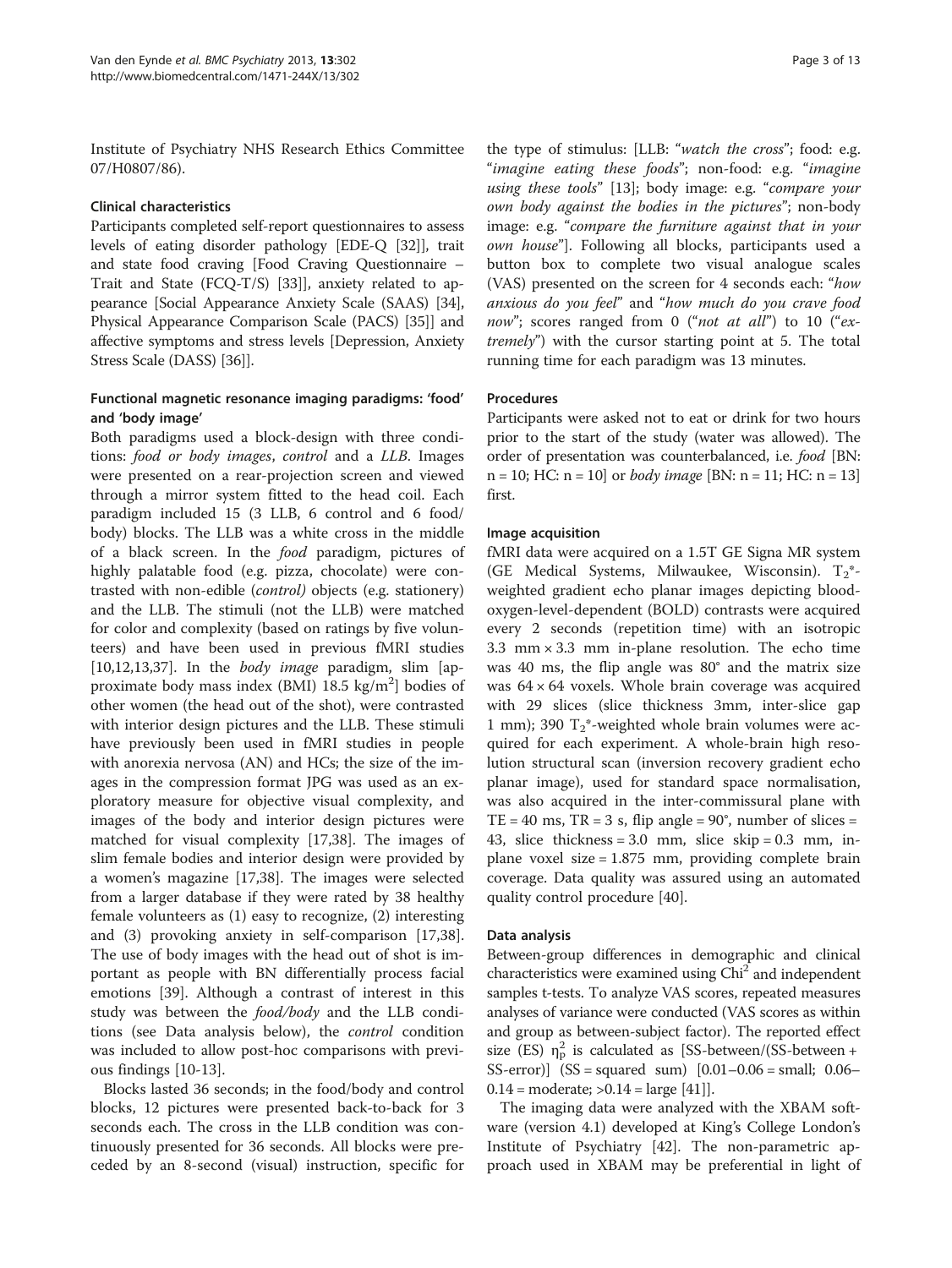Institute of Psychiatry NHS Research Ethics Committee 07/H0807/86).

### Clinical characteristics

Participants completed self-report questionnaires to assess levels of eating disorder pathology [EDE-Q [32]], trait and state food craving [Food Craving Questionnaire – Trait and State (FCQ-T/S) [33]], anxiety related to appearance [Social Appearance Anxiety Scale (SAAS) [34], Physical Appearance Comparison Scale (PACS) [35]] and affective symptoms and stress levels [Depression, Anxiety Stress Scale (DASS) [36]].

### Functional magnetic resonance imaging paradigms: 'food' and 'body image'

Both paradigms used a block-design with three conditions: *food or body images*, *control* and a *LLB*. Images were presented on a rear-projection screen and viewed through a mirror system fitted to the head coil. Each paradigm included 15 (3 LLB, 6 control and 6 food/body) blocks. The LLB was a white cross in the middle of a black screen. In the *food* paradigm, pictures of highly palatable food (e.g. pizza, chocolate) were contrasted with non-edible (*control*) objects (e.g. stationery) and the LLB. The stimuli (not the LLB) were matched for color and complexity (based on ratings by five volunteers) and have been used in previous fMRI studies [10,12,13,37]. In the *body image* paradigm, slim [approximate body mass index (BMI) 18.5 kg/m$^2$] bodies of other women (the head out of the shot), were contrasted with interior design pictures and the LLB. These stimuli have previously been used in fMRI studies in people with anorexia nervosa (AN) and HCs; the size of the images in the compression format JPG was used as an exploratory measure for objective visual complexity, and images of the body and interior design pictures were matched for visual complexity [17,38]. The images of slim female bodies and interior design were provided by a women's magazine [17,38]. The images were selected from a larger database if they were rated by 38 healthy female volunteers as (1) easy to recognize, (2) interesting and (3) provoking anxiety in self-comparison [17,38]. The use of body images with the head out of shot is important as people with BN differentially process facial emotions [39]. Although a contrast of interest in this study was between the *food/body* and the LLB conditions (see Data analysis below), the *control* condition was included to allow post-hoc comparisons with previous findings [10-13].

Blocks lasted 36 seconds; in the food/body and control blocks, 12 pictures were presented back-to-back for 3 seconds each. The cross in the LLB condition was continuously presented for 36 seconds. All blocks were preceded by an 8-second (visual) instruction, specific for the type of stimulus: [LLB: "*watch the cross*"; food: e.g. "*imagine eating these foods*"; non-food: e.g. "*imagine using these tools*" [13]; body image: e.g. "*compare your own body against the bodies in the pictures*"; non-body image: e.g. "*compare the furniture against that in your own house*"]. Following all blocks, participants used a button box to complete two visual analogue scales (VAS) presented on the screen for 4 seconds each: "*how anxious do you feel*" and "*how much do you crave food now*"; scores ranged from 0 ("*not at all*") to 10 ("*extremely*") with the cursor starting point at 5. The total running time for each paradigm was 13 minutes.

### Procedures

Participants were asked not to eat or drink for two hours prior to the start of the study (water was allowed). The order of presentation was counterbalanced, i.e. *food* [BN: n = 10; HC: n = 10] or *body image* [BN: n = 11; HC: n = 13] first.

### Image acquisition

fMRI data were acquired on a 1.5T GE Signa MR system (GE Medical Systems, Milwaukee, Wisconsin). $T_2$*-weighted gradient echo planar images depicting blood-oxygen-level-dependent (BOLD) contrasts were acquired every 2 seconds (repetition time) with an isotropic 3.3 mm × 3.3 mm in-plane resolution. The echo time was 40 ms, the flip angle was 80° and the matrix size was 64 × 64 voxels. Whole brain coverage was acquired with 29 slices (slice thickness 3mm, inter-slice gap 1 mm); 390 $T_2$*-weighted whole brain volumes were acquired for each experiment. A whole-brain high resolution structural scan (inversion recovery gradient echo planar image), used for standard space normalisation, was also acquired in the inter-commissural plane with TE = 40 ms, TR = 3 s, flip angle = 90°, number of slices = 43, slice thickness = 3.0 mm, slice skip = 0.3 mm, in-plane voxel size = 1.875 mm, providing complete brain coverage. Data quality was assured using an automated quality control procedure [40].

### Data analysis

Between-group differences in demographic and clinical characteristics were examined using Chi$^2$ and independent samples t-tests. To analyze VAS scores, repeated measures analyses of variance were conducted (VAS scores as within and group as between-subject factor). The reported effect size (ES) $\eta_p^2$ is calculated as [SS-between/(SS-between + SS-error)] (SS = squared sum) [0.01–0.06 = small; 0.06–0.14 = moderate; >0.14 = large [41]].

The imaging data were analyzed with the XBAM software (version 4.1) developed at King's College London's Institute of Psychiatry [42]. The non-parametric approach used in XBAM may be preferential in light of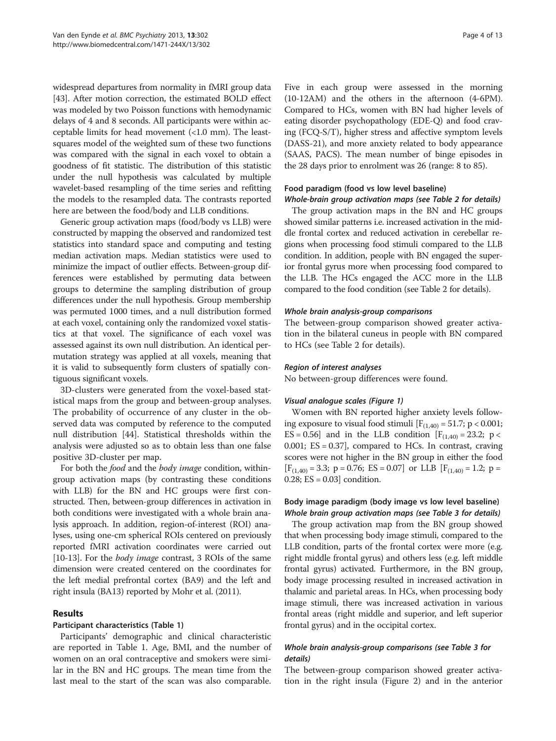widespread departures from normality in fMRI group data [43]. After motion correction, the estimated BOLD effect was modeled by two Poisson functions with hemodynamic delays of 4 and 8 seconds. All participants were within acceptable limits for head movement (<1.0 mm). The least-squares model of the weighted sum of these two functions was compared with the signal in each voxel to obtain a goodness of fit statistic. The distribution of this statistic under the null hypothesis was calculated by multiple wavelet-based resampling of the time series and refitting the models to the resampled data. The contrasts reported here are between the food/body and LLB conditions.

Generic group activation maps (food/body vs LLB) were constructed by mapping the observed and randomized test statistics into standard space and computing and testing median activation maps. Median statistics were used to minimize the impact of outlier effects. Between-group differences were established by permuting data between groups to determine the sampling distribution of group differences under the null hypothesis. Group membership was permuted 1000 times, and a null distribution formed at each voxel, containing only the randomized voxel statistics at that voxel. The significance of each voxel was assessed against its own null distribution. An identical permutation strategy was applied at all voxels, meaning that it is valid to subsequently form clusters of spatially contiguous significant voxels.

3D-clusters were generated from the voxel-based statistical maps from the group and between-group analyses. The probability of occurrence of any cluster in the observed data was computed by reference to the computed null distribution [44]. Statistical thresholds within the analysis were adjusted so as to obtain less than one false positive 3D-cluster per map.

For both the *food* and the *body image* condition, within-group activation maps (by contrasting these conditions with LLB) for the BN and HC groups were first constructed. Then, between-group differences in activation in both conditions were investigated with a whole brain analysis approach. In addition, region-of-interest (ROI) analyses, using one-cm spherical ROIs centered on previously reported fMRI activation coordinates were carried out [10-13]. For the *body image* contrast, 3 ROIs of the same dimension were created centered on the coordinates for the left medial prefrontal cortex (BA9) and the left and right insula (BA13) reported by Mohr et al. (2011).

## Results

### Participant characteristics (Table 1)

Participants' demographic and clinical characteristic are reported in Table 1. Age, BMI, and the number of women on an oral contraceptive and smokers were similar in the BN and HC groups. The mean time from the last meal to the start of the scan was also comparable. Five in each group were assessed in the morning (10-12AM) and the others in the afternoon (4-6PM). Compared to HCs, women with BN had higher levels of eating disorder psychopathology (EDE-Q) and food craving (FCQ-S/T), higher stress and affective symptom levels (DASS-21), and more anxiety related to body appearance (SAAS, PACS). The mean number of binge episodes in the 28 days prior to enrolment was 26 (range: 8 to 85).

### Food paradigm (food vs low level baseline)

#### *Whole-brain group activation maps (see Table 2 for details)*

The group activation maps in the BN and HC groups showed similar patterns i.e. increased activation in the middle frontal cortex and reduced activation in cerebellar regions when processing food stimuli compared to the LLB condition. In addition, people with BN engaged the superior frontal gyrus more when processing food compared to the LLB. The HCs engaged the ACC more in the LLB compared to the food condition (see Table 2 for details).

#### *Whole brain analysis-group comparisons*

The between-group comparison showed greater activation in the bilateral cuneus in people with BN compared to HCs (see Table 2 for details).

#### *Region of interest analyses*

No between-group differences were found.

#### *Visual analogue scales (Figure 1)*

Women with BN reported higher anxiety levels following exposure to visual food stimuli [$F_{(1,40)} = 51.7$; $p < 0.001$; ES = 0.56] and in the LLB condition [$F_{(1,40)} = 23.2$; $p < 0.001$; ES = 0.37], compared to HCs. In contrast, craving scores were not higher in the BN group in either the food [$F_{(1,40)} = 3.3$; $p = 0.76$; ES = 0.07] or LLB [$F_{(1,40)} = 1.2$; $p = 0.28$; ES = 0.03] condition.

### Body image paradigm (body image vs low level baseline)

#### *Whole brain group activation maps (see Table 3 for details)*

The group activation map from the BN group showed that when processing body image stimuli, compared to the LLB condition, parts of the frontal cortex were more (e.g. right middle frontal gyrus) and others less (e.g. left middle frontal gyrus) activated. Furthermore, in the BN group, body image processing resulted in increased activation in thalamic and parietal areas. In HCs, when processing body image stimuli, there was increased activation in various frontal areas (right middle and superior, and left superior frontal gyrus) and in the occipital cortex.

#### *Whole brain analysis-group comparisons (see Table 3 for details)*

The between-group comparison showed greater activation in the right insula (Figure 2) and in the anterior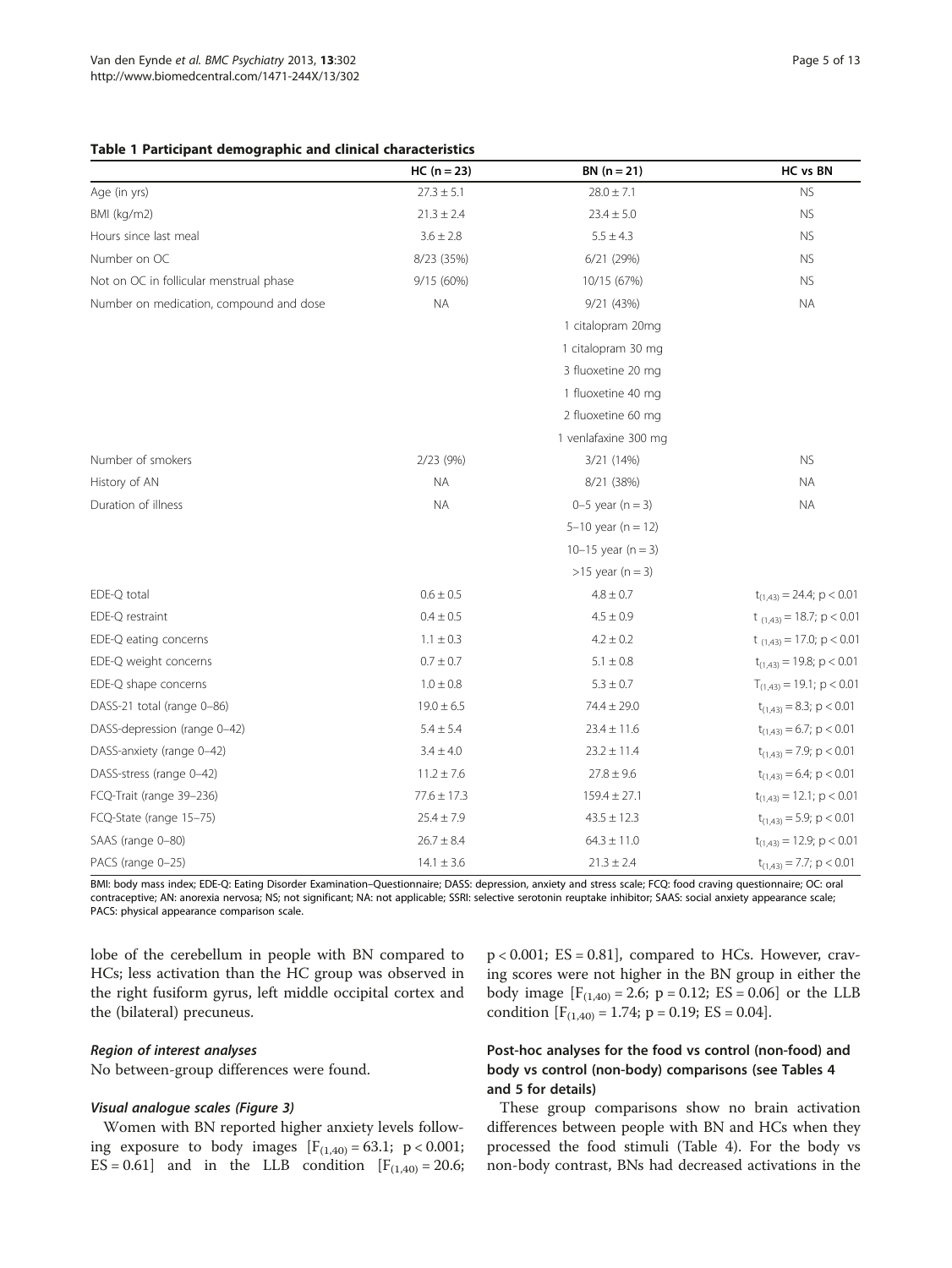**Table 1 Participant demographic and clinical characteristics**

| | HC (n = 23) | BN (n = 21) | HC vs BN |
|---|---|---|---|
| Age (in yrs) | 27.3 ± 5.1 | 28.0 ± 7.1 | NS |
| BMI (kg/m2) | 21.3 ± 2.4 | 23.4 ± 5.0 | NS |
| Hours since last meal | 3.6 ± 2.8 | 5.5 ± 4.3 | NS |
| Number on OC | 8/23 (35%) | 6/21 (29%) | NS |
| Not on OC in follicular menstrual phase | 9/15 (60%) | 10/15 (67%) | NS |
| Number on medication, compound and dose | NA | 9/21 (43%) | NA |
| | | 1 citalopram 20mg | |
| | | 1 citalopram 30 mg | |
| | | 3 fluoxetine 20 mg | |
| | | 1 fluoxetine 40 mg | |
| | | 2 fluoxetine 60 mg | |
| | | 1 venlafaxine 300 mg | |
| Number of smokers | 2/23 (9%) | 3/21 (14%) | NS |
| History of AN | NA | 8/21 (38%) | NA |
| Duration of illness | NA | 0–5 year (n = 3) | NA |
| | | 5–10 year (n = 12) | |
| | | 10–15 year (n = 3) | |
| | | >15 year (n = 3) | |
| EDE-Q total | 0.6 ± 0.5 | 4.8 ± 0.7 | $t_{(1,43)} = 24.4$; $p < 0.01$ |
| EDE-Q restraint | 0.4 ± 0.5 | 4.5 ± 0.9 | $t_{(1,43)} = 18.7$; $p < 0.01$ |
| EDE-Q eating concerns | 1.1 ± 0.3 | 4.2 ± 0.2 | $t_{(1,43)} = 17.0$; $p < 0.01$ |
| EDE-Q weight concerns | 0.7 ± 0.7 | 5.1 ± 0.8 | $t_{(1,43)} = 19.8$; $p < 0.01$ |
| EDE-Q shape concerns | 1.0 ± 0.8 | 5.3 ± 0.7 | $T_{(1,43)} = 19.1$; $p < 0.01$ |
| DASS-21 total (range 0–86) | 19.0 ± 6.5 | 74.4 ± 29.0 | $t_{(1,43)} = 8.3$; $p < 0.01$ |
| DASS-depression (range 0–42) | 5.4 ± 5.4 | 23.4 ± 11.6 | $t_{(1,43)} = 6.7$; $p < 0.01$ |
| DASS-anxiety (range 0–42) | 3.4 ± 4.0 | 23.2 ± 11.4 | $t_{(1,43)} = 7.9$; $p < 0.01$ |
| DASS-stress (range 0–42) | 11.2 ± 7.6 | 27.8 ± 9.6 | $t_{(1,43)} = 6.4$; $p < 0.01$ |
| FCQ-Trait (range 39–236) | 77.6 ± 17.3 | 159.4 ± 27.1 | $t_{(1,43)} = 12.1$; $p < 0.01$ |
| FCQ-State (range 15–75) | 25.4 ± 7.9 | 43.5 ± 12.3 | $t_{(1,43)} = 5.9$; $p < 0.01$ |
| SAAS (range 0–80) | 26.7 ± 8.4 | 64.3 ± 11.0 | $t_{(1,43)} = 12.9$; $p < 0.01$ |
| PACS (range 0–25) | 14.1 ± 3.6 | 21.3 ± 2.4 | $t_{(1,43)} = 7.7$; $p < 0.01$ |

BMI: body mass index; EDE-Q: Eating Disorder Examination–Questionnaire; DASS: depression, anxiety and stress scale; FCQ: food craving questionnaire; OC: oral contraceptive; AN: anorexia nervosa; NS; not significant; NA: not applicable; SSRI: selective serotonin reuptake inhibitor; SAAS: social anxiety appearance scale; PACS: physical appearance comparison scale.

lobe of the cerebellum in people with BN compared to HCs; less activation than the HC group was observed in the right fusiform gyrus, left middle occipital cortex and the (bilateral) precuneus.

#### *Region of interest analyses*

No between-group differences were found.

#### *Visual analogue scales (Figure 3)*

Women with BN reported higher anxiety levels following exposure to body images [$F_{(1,40)} = 63.1$; $p < 0.001$; $ES = 0.61$] and in the LLB condition [$F_{(1,40)} = 20.6$; $p < 0.001$; $ES = 0.81$], compared to HCs. However, craving scores were not higher in the BN group in either the body image [$F_{(1,40)} = 2.6$; $p = 0.12$; $ES = 0.06$] or the LLB condition [$F_{(1,40)} = 1.74$; $p = 0.19$; $ES = 0.04$].

### Post-hoc analyses for the food vs control (non-food) and body vs control (non-body) comparisons (see Tables 4 and 5 for details)

These group comparisons show no brain activation differences between people with BN and HCs when they processed the food stimuli (Table 4). For the body vs non-body contrast, BNs had decreased activations in the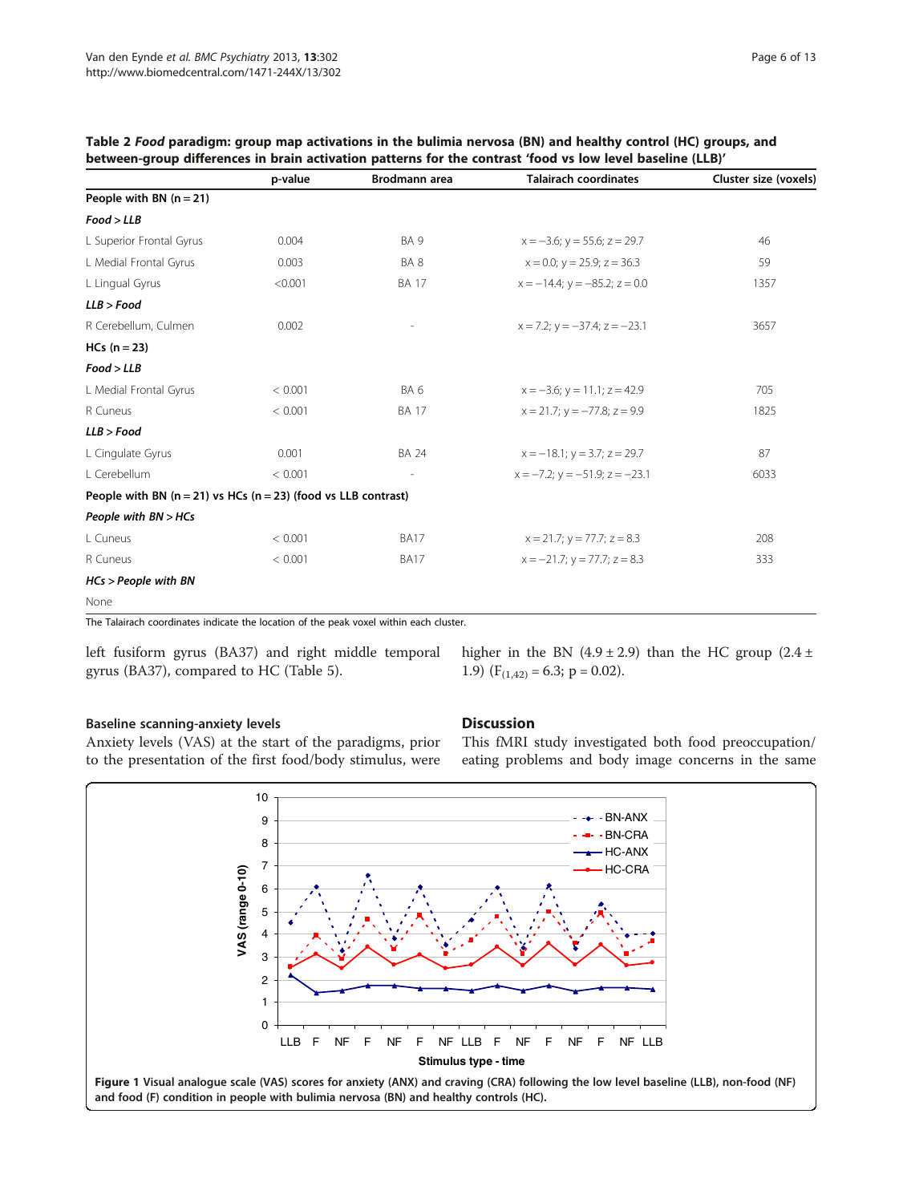**Table 2 *Food* paradigm: group map activations in the bulimia nervosa (BN) and healthy control (HC) groups, and between-group differences in brain activation patterns for the contrast 'food vs low level baseline (LLB)'**

| | p-value | Brodmann area | Talairach coordinates | Cluster size (voxels) |
|---|---|---|---|---|
| **People with BN (n = 21)** | | | | |
| ***Food > LLB*** | | | | |
| L Superior Frontal Gyrus | 0.004 | BA 9 | x = −3.6; y = 55.6; z = 29.7 | 46 |
| L Medial Frontal Gyrus | 0.003 | BA 8 | x = 0.0; y = 25.9; z = 36.3 | 59 |
| L Lingual Gyrus | <0.001 | BA 17 | x = −14.4; y = −85.2; z = 0.0 | 1357 |
| ***LLB > Food*** | | | | |
| R Cerebellum, Culmen | 0.002 | - | x = 7.2; y = −37.4; z = −23.1 | 3657 |
| **HCs (n = 23)** | | | | |
| ***Food > LLB*** | | | | |
| L Medial Frontal Gyrus | < 0.001 | BA 6 | x = −3.6; y = 11.1; z = 42.9 | 705 |
| R Cuneus | < 0.001 | BA 17 | x = 21.7; y = −77.8; z = 9.9 | 1825 |
| ***LLB > Food*** | | | | |
| L Cingulate Gyrus | 0.001 | BA 24 | x = −18.1; y = 3.7; z = 29.7 | 87 |
| L Cerebellum | < 0.001 | - | x = −7.2; y = −51.9; z = −23.1 | 6033 |
| **People with BN (n = 21) vs HCs (n = 23) (food vs LLB contrast)** | | | | |
| ***People with BN > HCs*** | | | | |
| L Cuneus | < 0.001 | BA17 | x = 21.7; y = 77.7; z = 8.3 | 208 |
| R Cuneus | < 0.001 | BA17 | x = −21.7; y = 77.7; z = 8.3 | 333 |
| ***HCs > People with BN*** | | | | |
| None | | | | |

The Talairach coordinates indicate the location of the peak voxel within each cluster.

left fusiform gyrus (BA37) and right middle temporal gyrus (BA37), compared to HC (Table 5).

### Baseline scanning-anxiety levels

Anxiety levels (VAS) at the start of the paradigms, prior to the presentation of the first food/body stimulus, were higher in the BN (4.9 ± 2.9) than the HC group (2.4 ± 1.9) ($F_{(1,42)} = 6.3$; p = 0.02).

## Discussion

This fMRI study investigated both food preoccupation/eating problems and body image concerns in the same

**Figure 1 Visual analogue scale (VAS) scores for anxiety (ANX) and craving (CRA) following the low level baseline (LLB), non-food (NF) and food (F) condition in people with bulimia nervosa (BN) and healthy controls (HC).**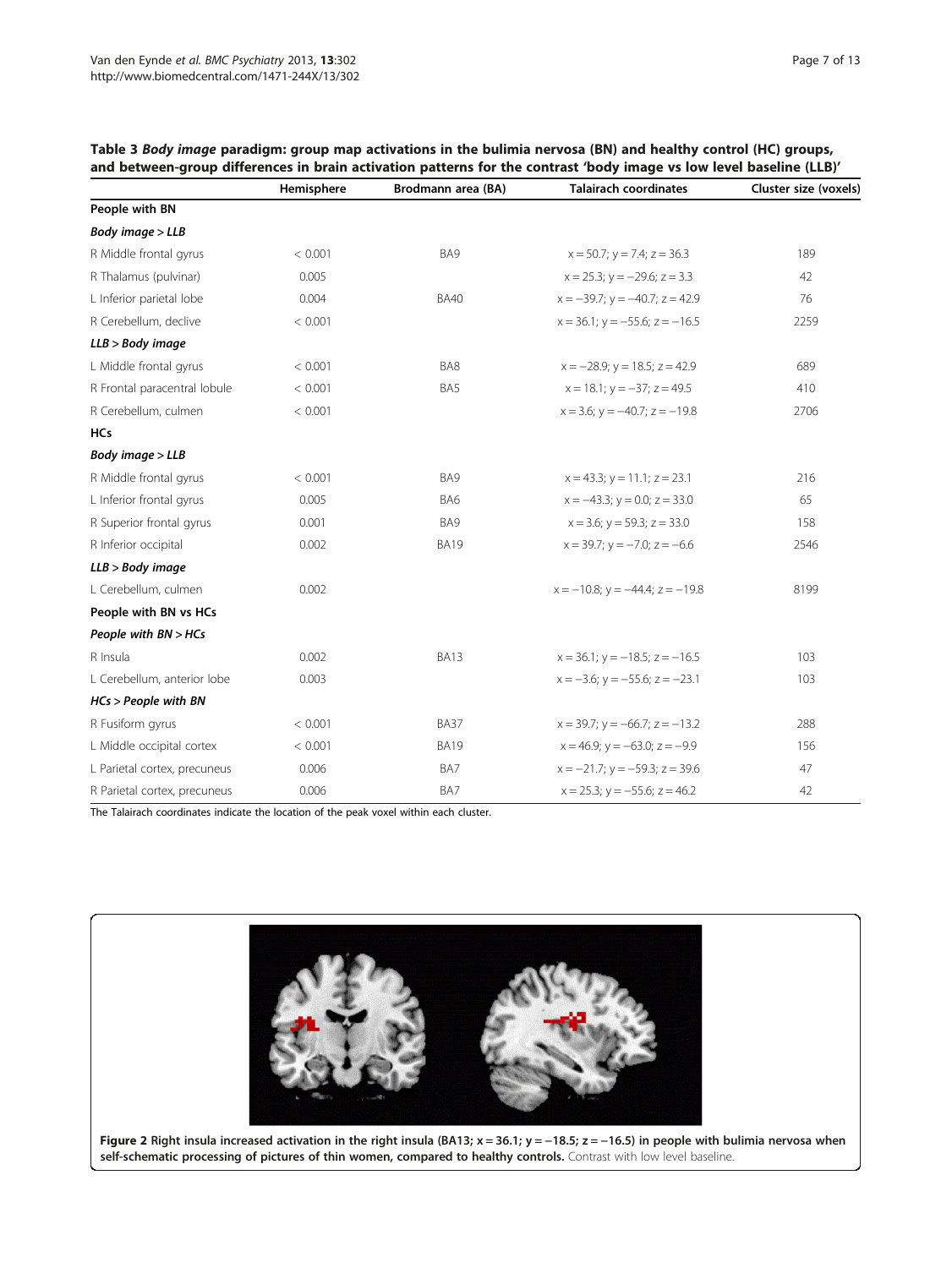**Table 3 *Body image* paradigm: group map activations in the bulimia nervosa (BN) and healthy control (HC) groups, and between-group differences in brain activation patterns for the contrast 'body image vs low level baseline (LLB)'**

| | Hemisphere | Brodmann area (BA) | Talairach coordinates | Cluster size (voxels) |
|---|---|---|---|---|
| **People with BN** | | | | |
| ***Body image > LLB*** | | | | |
| R Middle frontal gyrus | < 0.001 | BA9 | x = 50.7; y = 7.4; z = 36.3 | 189 |
| R Thalamus (pulvinar) | 0.005 | | x = 25.3; y = −29.6; z = 3.3 | 42 |
| L Inferior parietal lobe | 0.004 | BA40 | x = −39.7; y = −40.7; z = 42.9 | 76 |
| R Cerebellum, declive | < 0.001 | | x = 36.1; y = −55.6; z = −16.5 | 2259 |
| ***LLB > Body image*** | | | | |
| L Middle frontal gyrus | < 0.001 | BA8 | x = −28.9; y = 18.5; z = 42.9 | 689 |
| R Frontal paracentral lobule | < 0.001 | BA5 | x = 18.1; y = −37; z = 49.5 | 410 |
| R Cerebellum, culmen | < 0.001 | | x = 3.6; y = −40.7; z = −19.8 | 2706 |
| **HCs** | | | | |
| ***Body image > LLB*** | | | | |
| R Middle frontal gyrus | < 0.001 | BA9 | x = 43.3; y = 11.1; z = 23.1 | 216 |
| L Inferior frontal gyrus | 0.005 | BA6 | x = −43.3; y = 0.0; z = 33.0 | 65 |
| R Superior frontal gyrus | 0.001 | BA9 | x = 3.6; y = 59.3; z = 33.0 | 158 |
| R Inferior occipital | 0.002 | BA19 | x = 39.7; y = −7.0; z = −6.6 | 2546 |
| ***LLB > Body image*** | | | | |
| L Cerebellum, culmen | 0.002 | | x = −10.8; y = −44.4; z = −19.8 | 8199 |
| **People with BN vs HCs** | | | | |
| ***People with BN > HCs*** | | | | |
| R Insula | 0.002 | BA13 | x = 36.1; y = −18.5; z = −16.5 | 103 |
| L Cerebellum, anterior lobe | 0.003 | | x = −3.6; y = −55.6; z = −23.1 | 103 |
| ***HCs > People with BN*** | | | | |
| R Fusiform gyrus | < 0.001 | BA37 | x = 39.7; y = −66.7; z = −13.2 | 288 |
| L Middle occipital cortex | < 0.001 | BA19 | x = 46.9; y = −63.0; z = −9.9 | 156 |
| L Parietal cortex, precuneus | 0.006 | BA7 | x = −21.7; y = −59.3; z = 39.6 | 47 |
| R Parietal cortex, precuneus | 0.006 | BA7 | x = 25.3; y = −55.6; z = 46.2 | 42 |

The Talairach coordinates indicate the location of the peak voxel within each cluster.

**Figure 2** **Right insula increased activation in the right insula (BA13; x = 36.1; y = −18.5; z = −16.5) in people with bulimia nervosa when self-schematic processing of pictures of thin women, compared to healthy controls.** Contrast with low level baseline.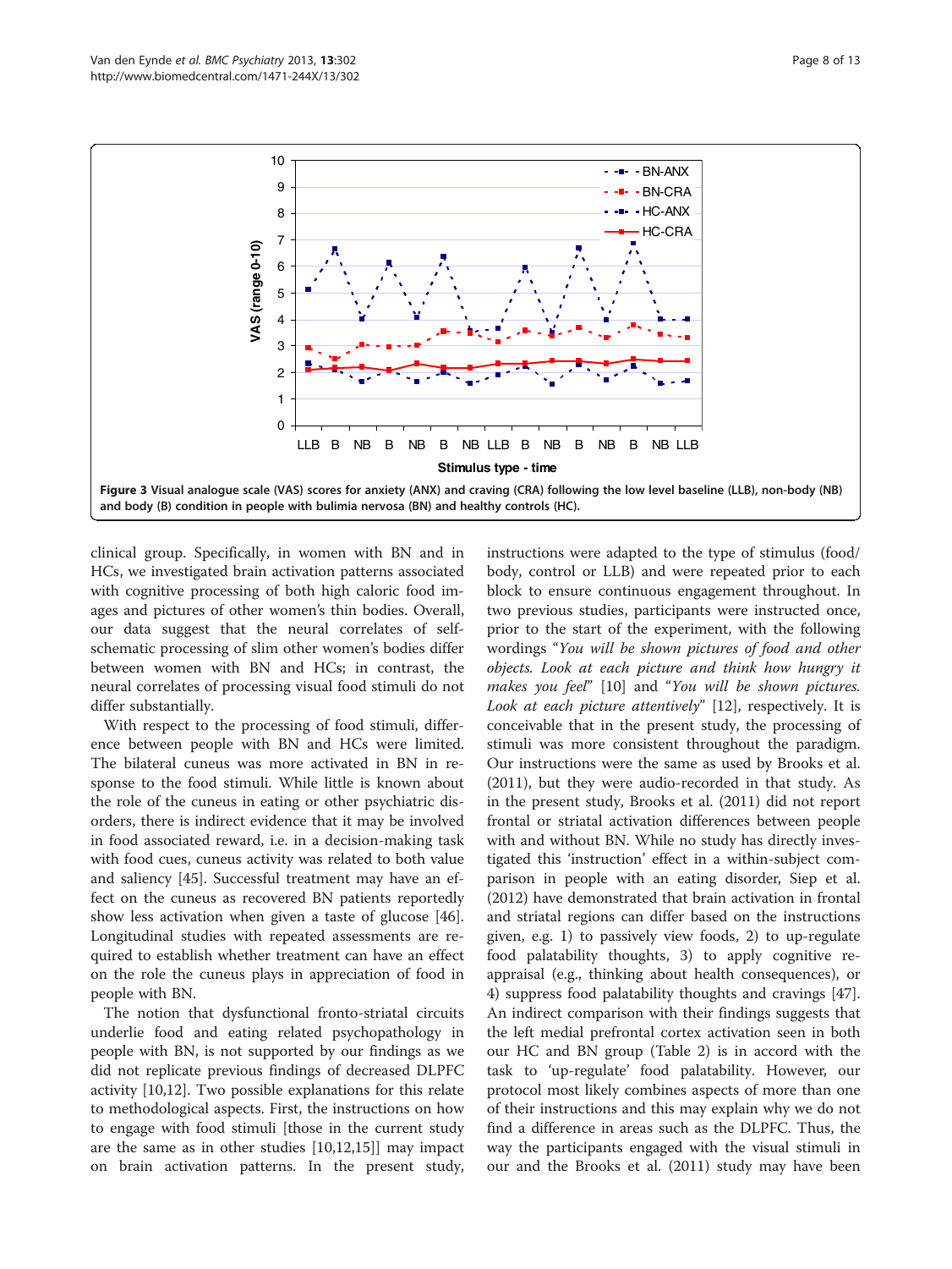10
9
8
7
6
5
4
3
2
1
0

VAS (range 0-10)

BN-ANX
BN-CRA
HC-ANX
HC-CRA

LLB B NB B NB B NB LLB B NB B NB B NB LLB

Stimulus type - time

**Figure 3 Visual analogue scale (VAS) scores for anxiety (ANX) and craving (CRA) following the low level baseline (LLB), non-body (NB) and body (B) condition in people with bulimia nervosa (BN) and healthy controls (HC).**

clinical group. Specifically, in women with BN and in HCs, we investigated brain activation patterns associated with cognitive processing of both high caloric food images and pictures of other women's thin bodies. Overall, our data suggest that the neural correlates of self-schematic processing of slim other women's bodies differ between women with BN and HCs; in contrast, the neural correlates of processing visual food stimuli do not differ substantially.

With respect to the processing of food stimuli, difference between people with BN and HCs were limited. The bilateral cuneus was more activated in BN in response to the food stimuli. While little is known about the role of the cuneus in eating or other psychiatric disorders, there is indirect evidence that it may be involved in food associated reward, i.e. in a decision-making task with food cues, cuneus activity was related to both value and saliency [45]. Successful treatment may have an effect on the cuneus as recovered BN patients reportedly show less activation when given a taste of glucose [46]. Longitudinal studies with repeated assessments are required to establish whether treatment can have an effect on the role the cuneus plays in appreciation of food in people with BN.

The notion that dysfunctional fronto-striatal circuits underlie food and eating related psychopathology in people with BN, is not supported by our findings as we did not replicate previous findings of decreased DLPFC activity [10,12]. Two possible explanations for this relate to methodological aspects. First, the instructions on how to engage with food stimuli [those in the current study are the same as in other studies [10,12,15]] may impact on brain activation patterns. In the present study, instructions were adapted to the type of stimulus (food/body, control or LLB) and were repeated prior to each block to ensure continuous engagement throughout. In two previous studies, participants were instructed once, prior to the start of the experiment, with the following wordings "*You will be shown pictures of food and other objects. Look at each picture and think how hungry it makes you feel*" [10] and "*You will be shown pictures. Look at each picture attentively*" [12], respectively. It is conceivable that in the present study, the processing of stimuli was more consistent throughout the paradigm. Our instructions were the same as used by Brooks et al. (2011), but they were audio-recorded in that study. As in the present study, Brooks et al. (2011) did not report frontal or striatal activation differences between people with and without BN. While no study has directly investigated this 'instruction' effect in a within-subject comparison in people with an eating disorder, Siep et al. (2012) have demonstrated that brain activation in frontal and striatal regions can differ based on the instructions given, e.g. 1) to passively view foods, 2) to up-regulate food palatability thoughts, 3) to apply cognitive reappraisal (e.g., thinking about health consequences), or 4) suppress food palatability thoughts and cravings [47]. An indirect comparison with their findings suggests that the left medial prefrontal cortex activation seen in both our HC and BN group (Table 2) is in accord with the task to 'up-regulate' food palatability. However, our protocol most likely combines aspects of more than one of their instructions and this may explain why we do not find a difference in areas such as the DLPFC. Thus, the way the participants engaged with the visual stimuli in our and the Brooks et al. (2011) study may have been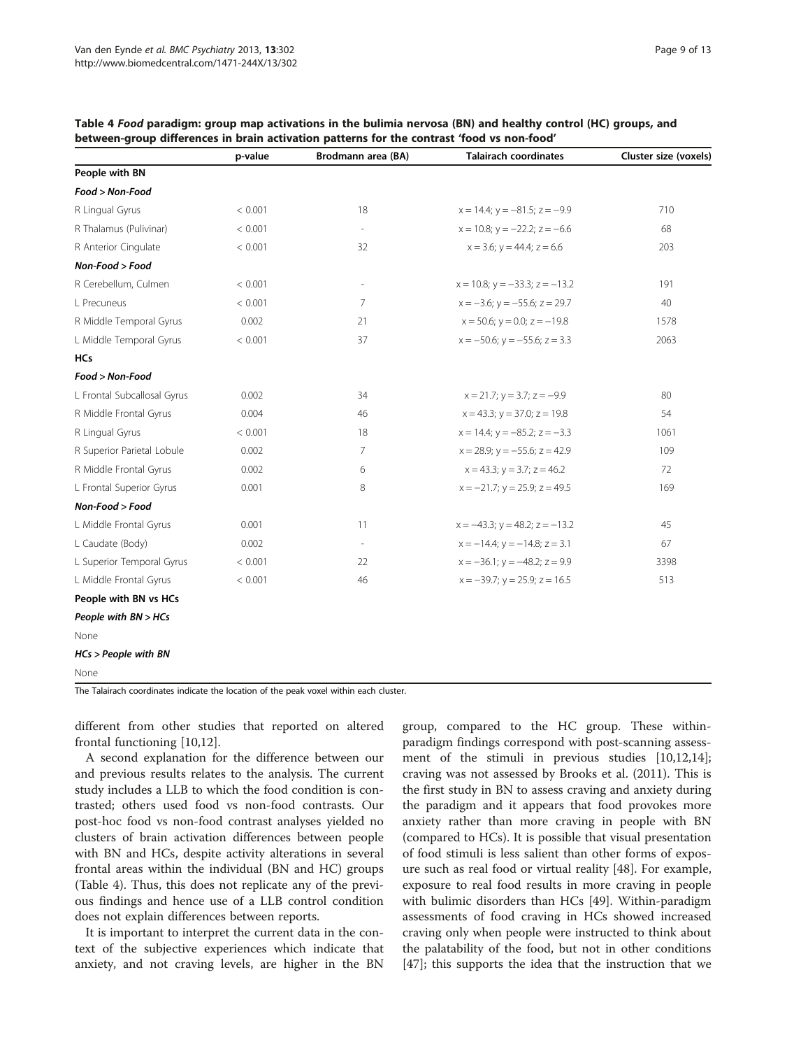**Table 4 *Food* paradigm: group map activations in the bulimia nervosa (BN) and healthy control (HC) groups, and between-group differences in brain activation patterns for the contrast 'food vs non-food'**

| | p-value | Brodmann area (BA) | Talairach coordinates | Cluster size (voxels) |
|---|---|---|---|---|
| **People with BN** | | | | |
| ***Food > Non-Food*** | | | | |
| R Lingual Gyrus | < 0.001 | 18 | x = 14.4; y = −81.5; z = −9.9 | 710 |
| R Thalamus (Pulvinar) | < 0.001 | - | x = 10.8; y = −22.2; z = −6.6 | 68 |
| R Anterior Cingulate | < 0.001 | 32 | x = 3.6; y = 44.4; z = 6.6 | 203 |
| ***Non-Food > Food*** | | | | |
| R Cerebellum, Culmen | < 0.001 | - | x = 10.8; y = −33.3; z = −13.2 | 191 |
| L Precuneus | < 0.001 | 7 | x = −3.6; y = −55.6; z = 29.7 | 40 |
| R Middle Temporal Gyrus | 0.002 | 21 | x = 50.6; y = 0.0; z = −19.8 | 1578 |
| L Middle Temporal Gyrus | < 0.001 | 37 | x = −50.6; y = −55.6; z = 3.3 | 2063 |
| **HCs** | | | | |
| ***Food > Non-Food*** | | | | |
| L Frontal Subcallosal Gyrus | 0.002 | 34 | x = 21.7; y = 3.7; z = −9.9 | 80 |
| R Middle Frontal Gyrus | 0.004 | 46 | x = 43.3; y = 37.0; z = 19.8 | 54 |
| R Lingual Gyrus | < 0.001 | 18 | x = 14.4; y = −85.2; z = −3.3 | 1061 |
| R Superior Parietal Lobule | 0.002 | 7 | x = 28.9; y = −55.6; z = 42.9 | 109 |
| R Middle Frontal Gyrus | 0.002 | 6 | x = 43.3; y = 3.7; z = 46.2 | 72 |
| L Frontal Superior Gyrus | 0.001 | 8 | x = −21.7; y = 25.9; z = 49.5 | 169 |
| ***Non-Food > Food*** | | | | |
| L Middle Frontal Gyrus | 0.001 | 11 | x = −43.3; y = 48.2; z = −13.2 | 45 |
| L Caudate (Body) | 0.002 | - | x = −14.4; y = −14.8; z = 3.1 | 67 |
| L Superior Temporal Gyrus | < 0.001 | 22 | x = −36.1; y = −48.2; z = 9.9 | 3398 |
| L Middle Frontal Gyrus | < 0.001 | 46 | x = −39.7; y = 25.9; z = 16.5 | 513 |
| **People with BN vs HCs** | | | | |
| ***People with BN > HCs*** | | | | |
| None | | | | |
| ***HCs > People with BN*** | | | | |
| None | | | | |

The Talairach coordinates indicate the location of the peak voxel within each cluster.

different from other studies that reported on altered frontal functioning [10,12].

A second explanation for the difference between our and previous results relates to the analysis. The current study includes a LLB to which the food condition is contrasted; others used food vs non-food contrasts. Our post-hoc food vs non-food contrast analyses yielded no clusters of brain activation differences between people with BN and HCs, despite activity alterations in several frontal areas within the individual (BN and HC) groups (Table 4). Thus, this does not replicate any of the previous findings and hence use of a LLB control condition does not explain differences between reports.

It is important to interpret the current data in the context of the subjective experiences which indicate that anxiety, and not craving levels, are higher in the BN group, compared to the HC group. These within-paradigm findings correspond with post-scanning assessment of the stimuli in previous studies [10,12,14]; craving was not assessed by Brooks et al. (2011). This is the first study in BN to assess craving and anxiety during the paradigm and it appears that food provokes more anxiety rather than more craving in people with BN (compared to HCs). It is possible that visual presentation of food stimuli is less salient than other forms of exposure such as real food or virtual reality [48]. For example, exposure to real food results in more craving in people with bulimic disorders than HCs [49]. Within-paradigm assessments of food craving in HCs showed increased craving only when people were instructed to think about the palatability of the food, but not in other conditions [47]; this supports the idea that the instruction that we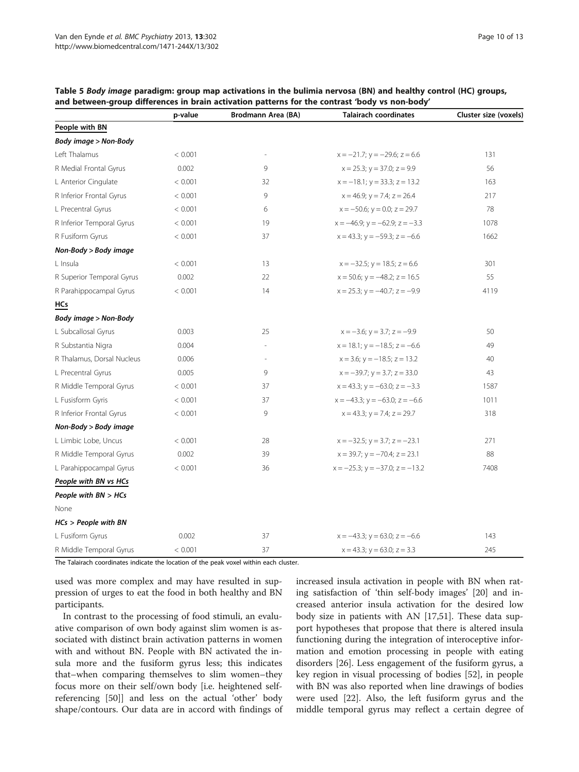**Table 5 *Body image* paradigm: group map activations in the bulimia nervosa (BN) and healthy control (HC) groups, and between-group differences in brain activation patterns for the contrast 'body vs non-body'**

| | p-value | Brodmann Area (BA) | Talairach coordinates | Cluster size (voxels) |
|---|---|---|---|---|
| **People with BN** | | | | |
| ***Body image > Non-Body*** | | | | |
| Left Thalamus | < 0.001 | - | x = −21.7; y = −29.6; z = 6.6 | 131 |
| R Medial Frontal Gyrus | 0.002 | 9 | x = 25.3; y = 37.0; z = 9.9 | 56 |
| L Anterior Cingulate | < 0.001 | 32 | x = −18.1; y = 33.3; z = 13.2 | 163 |
| R Inferior Frontal Gyrus | < 0.001 | 9 | x = 46.9; y = 7.4; z = 26.4 | 217 |
| L Precentral Gyrus | < 0.001 | 6 | x = −50.6; y = 0.0; z = 29.7 | 78 |
| R Inferior Temporal Gyrus | < 0.001 | 19 | x = −46.9; y = −62.9; z = −3.3 | 1078 |
| R Fusiform Gyrus | < 0.001 | 37 | x = 43.3; y = −59.3; z = −6.6 | 1662 |
| ***Non-Body > Body image*** | | | | |
| L Insula | < 0.001 | 13 | x = −32.5; y = 18.5; z = 6.6 | 301 |
| R Superior Temporal Gyrus | 0.002 | 22 | x = 50.6; y = −48.2; z = 16.5 | 55 |
| R Parahippocampal Gyrus | < 0.001 | 14 | x = 25.3; y = −40.7; z = −9.9 | 4119 |
| **HCs** | | | | |
| ***Body image > Non-Body*** | | | | |
| L Subcallosal Gyrus | 0.003 | 25 | x = −3.6; y = 3.7; z = −9.9 | 50 |
| R Substantia Nigra | 0.004 | - | x = 18.1; y = −18.5; z = −6.6 | 49 |
| R Thalamus, Dorsal Nucleus | 0.006 | - | x = 3.6; y = −18.5; z = 13.2 | 40 |
| L Precentral Gyrus | 0.005 | 9 | x = −39.7; y = 3.7; z = 33.0 | 43 |
| R Middle Temporal Gyrus | < 0.001 | 37 | x = 43.3; y = −63.0; z = −3.3 | 1587 |
| L Fusiform Gyris | < 0.001 | 37 | x = −43.3; y = −63.0; z = −6.6 | 1011 |
| R Inferior Frontal Gyrus | < 0.001 | 9 | x = 43.3; y = 7.4; z = 29.7 | 318 |
| ***Non-Body > Body image*** | | | | |
| L Limbic Lobe, Uncus | < 0.001 | 28 | x = −32.5; y = 3.7; z = −23.1 | 271 |
| R Middle Temporal Gyrus | 0.002 | 39 | x = 39.7; y = −70.4; z = 23.1 | 88 |
| L Parahippocampal Gyrus | < 0.001 | 36 | x = −25.3; y = −37.0; z = −13.2 | 7408 |
| ***People with BN vs HCs*** | | | | |
| ***People with BN > HCs*** | | | | |
| None | | | | |
| ***HCs > People with BN*** | | | | |
| L Fusiform Gyrus | 0.002 | 37 | x = −43.3; y = 63.0; z = −6.6 | 143 |
| R Middle Temporal Gyrus | < 0.001 | 37 | x = 43.3; y = 63.0; z = 3.3 | 245 |

The Talairach coordinates indicate the location of the peak voxel within each cluster.

used was more complex and may have resulted in suppression of urges to eat the food in both healthy and BN participants.

In contrast to the processing of food stimuli, an evaluative comparison of own body against slim women is associated with distinct brain activation patterns in women with and without BN. People with BN activated the insula more and the fusiform gyrus less; this indicates that–when comparing themselves to slim women–they focus more on their self/own body [i.e. heightened self-referencing [50]] and less on the actual 'other' body shape/contours. Our data are in accord with findings of increased insula activation in people with BN when rating satisfaction of 'thin self-body images' [20] and increased anterior insula activation for the desired low body size in patients with AN [17,51]. These data support hypotheses that propose that there is altered insula functioning during the integration of interoceptive information and emotion processing in people with eating disorders [26]. Less engagement of the fusiform gyrus, a key region in visual processing of bodies [52], in people with BN was also reported when line drawings of bodies were used [22]. Also, the left fusiform gyrus and the middle temporal gyrus may reflect a certain degree of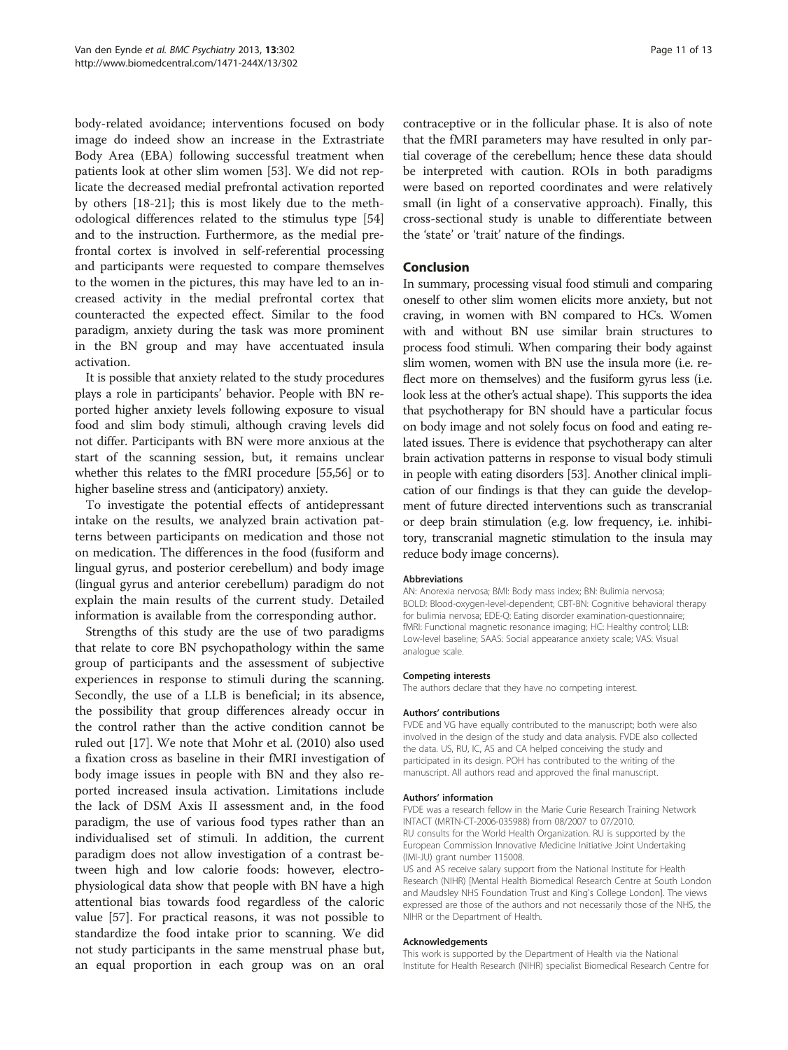body-related avoidance; interventions focused on body image do indeed show an increase in the Extrastriate Body Area (EBA) following successful treatment when patients look at other slim women [53]. We did not replicate the decreased medial prefrontal activation reported by others [18-21]; this is most likely due to the methodological differences related to the stimulus type [54] and to the instruction. Furthermore, as the medial prefrontal cortex is involved in self-referential processing and participants were requested to compare themselves to the women in the pictures, this may have led to an increased activity in the medial prefrontal cortex that counteracted the expected effect. Similar to the food paradigm, anxiety during the task was more prominent in the BN group and may have accentuated insula activation.

It is possible that anxiety related to the study procedures plays a role in participants' behavior. People with BN reported higher anxiety levels following exposure to visual food and slim body stimuli, although craving levels did not differ. Participants with BN were more anxious at the start of the scanning session, but, it remains unclear whether this relates to the fMRI procedure [55,56] or to higher baseline stress and (anticipatory) anxiety.

To investigate the potential effects of antidepressant intake on the results, we analyzed brain activation patterns between participants on medication and those not on medication. The differences in the food (fusiform and lingual gyrus, and posterior cerebellum) and body image (lingual gyrus and anterior cerebellum) paradigm do not explain the main results of the current study. Detailed information is available from the corresponding author.

Strengths of this study are the use of two paradigms that relate to core BN psychopathology within the same group of participants and the assessment of subjective experiences in response to stimuli during the scanning. Secondly, the use of a LLB is beneficial; in its absence, the possibility that group differences already occur in the control rather than the active condition cannot be ruled out [17]. We note that Mohr et al. (2010) also used a fixation cross as baseline in their fMRI investigation of body image issues in people with BN and they also reported increased insula activation. Limitations include the lack of DSM Axis II assessment and, in the food paradigm, the use of various food types rather than an individualised set of stimuli. In addition, the current paradigm does not allow investigation of a contrast between high and low calorie foods: however, electrophysiological data show that people with BN have a high attentional bias towards food regardless of the caloric value [57]. For practical reasons, it was not possible to standardize the food intake prior to scanning. We did not study participants in the same menstrual phase but, an equal proportion in each group was on an oral contraceptive or in the follicular phase. It is also of note that the fMRI parameters may have resulted in only partial coverage of the cerebellum; hence these data should be interpreted with caution. ROIs in both paradigms were based on reported coordinates and were relatively small (in light of a conservative approach). Finally, this cross-sectional study is unable to differentiate between the 'state' or 'trait' nature of the findings.

## Conclusion

In summary, processing visual food stimuli and comparing oneself to other slim women elicits more anxiety, but not craving, in women with BN compared to HCs. Women with and without BN use similar brain structures to process food stimuli. When comparing their body against slim women, women with BN use the insula more (i.e. reflect more on themselves) and the fusiform gyrus less (i.e. look less at the other's actual shape). This supports the idea that psychotherapy for BN should have a particular focus on body image and not solely focus on food and eating related issues. There is evidence that psychotherapy can alter brain activation patterns in response to visual body stimuli in people with eating disorders [53]. Another clinical implication of our findings is that they can guide the development of future directed interventions such as transcranial or deep brain stimulation (e.g. low frequency, i.e. inhibitory, transcranial magnetic stimulation to the insula may reduce body image concerns).

#### Abbreviations

AN: Anorexia nervosa; BMI: Body mass index; BN: Bulimia nervosa; BOLD: Blood-oxygen-level-dependent; CBT-BN: Cognitive behavioral therapy for bulimia nervosa; EDE-Q: Eating disorder examination-questionnaire; fMRI: Functional magnetic resonance imaging; HC: Healthy control; LLB: Low-level baseline; SAAS: Social appearance anxiety scale; VAS: Visual analogue scale.

#### Competing interests

The authors declare that they have no competing interest.

#### Authors' contributions

FVDE and VG have equally contributed to the manuscript; both were also involved in the design of the study and data analysis. FVDE also collected the data. US, RU, IC, AS and CA helped conceiving the study and participated in its design. POH has contributed to the writing of the manuscript. All authors read and approved the final manuscript.

#### Authors' information

FVDE was a research fellow in the Marie Curie Research Training Network INTACT (MRTN-CT-2006-035988) from 08/2007 to 07/2010.

RU consults for the World Health Organization. RU is supported by the European Commission Innovative Medicine Initiative Joint Undertaking (IMI-JU) grant number 115008.

US and AS receive salary support from the National Institute for Health Research (NIHR) [Mental Health Biomedical Research Centre at South London and Maudsley NHS Foundation Trust and King's College London]. The views expressed are those of the authors and not necessarily those of the NHS, the NIHR or the Department of Health.

#### Acknowledgements

This work is supported by the Department of Health via the National Institute for Health Research (NIHR) specialist Biomedical Research Centre for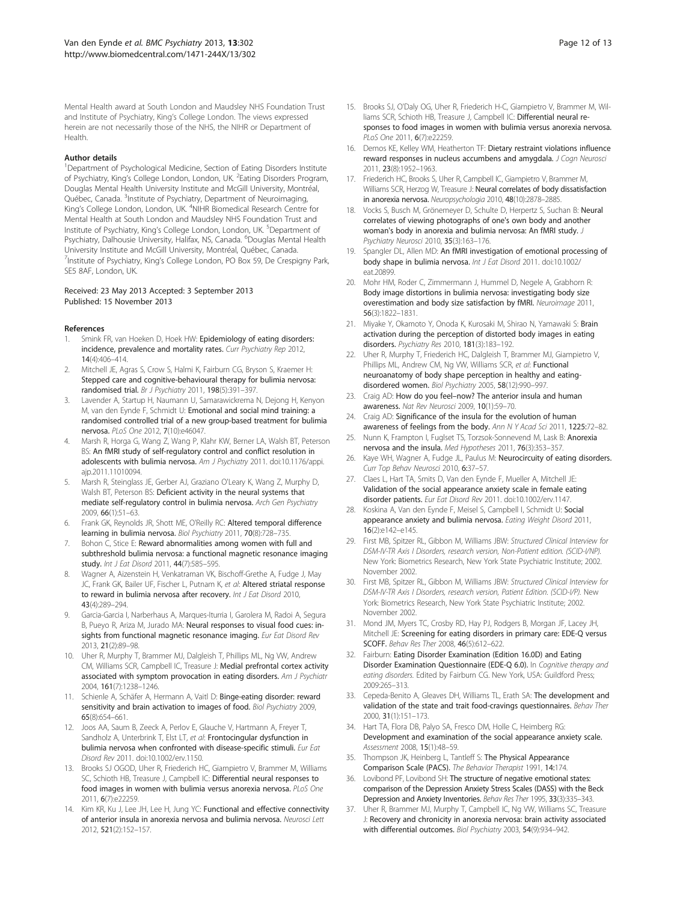Mental Health award at South London and Maudsley NHS Foundation Trust and Institute of Psychiatry, King's College London. The views expressed herein are not necessarily those of the NHS, the NIHR or Department of Health.

#### Author details

[1]Department of Psychological Medicine, Section of Eating Disorders Institute of Psychiatry, King's College London, London, UK. [2]Eating Disorders Program, Douglas Mental Health University Institute and McGill University, Montréal, Québec, Canada. [3]Institute of Psychiatry, Department of Neuroimaging, King's College London, London, UK. [4]NIHR Biomedical Research Centre for Mental Health at South London and Maudsley NHS Foundation Trust and Institute of Psychiatry, King's College London, London, UK. [5]Department of Psychiatry, Dalhousie University, Halifax, NS, Canada. [6]Douglas Mental Health University Institute and McGill University, Montréal, Québec, Canada. [7]Institute of Psychiatry, King's College London, PO Box 59, De Crespigny Park, SE5 8AF, London, UK.

Received: 23 May 2013 Accepted: 3 September 2013
Published: 15 November 2013

#### References

1. Smink FR, van Hoeken D, Hoek HW: **Epidemiology of eating disorders: incidence, prevalence and mortality rates.** *Curr Psychiatry Rep* 2012, **14**(4):406–414.
2. Mitchell JE, Agras S, Crow S, Halmi K, Fairburn CG, Bryson S, Kraemer H: **Stepped care and cognitive-behavioural therapy for bulimia nervosa: randomised trial.** *Br J Psychiatry* 2011, **198**(5):391–397.
3. Lavender A, Startup H, Naumann U, Samarawickrema N, Dejong H, Kenyon M, van den Eynde F, Schmidt U: **Emotional and social mind training: a randomised controlled trial of a new group-based treatment for bulimia nervosa.** *PLoS One* 2012, **7**(10):e46047.
4. Marsh R, Horga G, Wang Z, Wang P, Klahr KW, Berner LA, Walsh BT, Peterson BS: **An fMRI study of self-regulatory control and conflict resolution in adolescents with bulimia nervosa.** *Am J Psychiatry* 2011. doi:10.1176/appi.ajp.2011.11010094.
5. Marsh R, Steinglass JE, Gerber AJ, Graziano O'Leary K, Wang Z, Murphy D, Walsh BT, Peterson BS: **Deficient activity in the neural systems that mediate self-regulatory control in bulimia nervosa.** *Arch Gen Psychiatry* 2009, **66**(1):51–63.
6. Frank GK, Reynolds JR, Shott ME, O'Reilly RC: **Altered temporal difference learning in bulimia nervosa.** *Biol Psychiatry* 2011, **70**(8):728–735.
7. Bohon C, Stice E: **Reward abnormalities among women with full and subthreshold bulimia nervosa: a functional magnetic resonance imaging study.** *Int J Eat Disord* 2011, **44**(7):585–595.
8. Wagner A, Aizenstein H, Venkatraman VK, Bischoff-Grethe A, Fudge J, May JC, Frank GK, Bailer UF, Fischer L, Putnam K, *et al*: **Altered striatal response to reward in bulimia nervosa after recovery.** *Int J Eat Disord* 2010, **43**(4):289–294.
9. Garcia-Garcia I, Narberhaus A, Marques-Iturria I, Garolera M, Radoi A, Segura B, Pueyo R, Ariza M, Jurado MA: **Neural responses to visual food cues: insights from functional magnetic resonance imaging.** *Eur Eat Disord Rev* 2013, **21**(2):89–98.
10. Uher R, Murphy T, Brammer MJ, Dalgleish T, Phillips ML, Ng VW, Andrew CM, Williams SCR, Campbell IC, Treasure J: **Medial prefrontal cortex activity associated with symptom provocation in eating disorders.** *Am J Psychiatr* 2004, **161**(7):1238–1246.
11. Schienle A, Schäfer A, Hermann A, Vaitl D: **Binge-eating disorder: reward sensitivity and brain activation to images of food.** *Biol Psychiatry* 2009, **65**(8):654–661.
12. Joos AA, Saum B, Zeeck A, Perlov E, Glauche V, Hartmann A, Freyer T, Sandholz A, Unterbrink T, Elst LT, *et al*: **Frontocingular dysfunction in bulimia nervosa when confronted with disease-specific stimuli.** *Eur Eat Disord Rev* 2011. doi:10.1002/erv.1150.
13. Brooks SJ OGOD, Uher R, Friederich HC, Giampietro V, Brammer M, Williams SC, Schioth HB, Treasure J, Campbell IC: **Differential neural responses to food images in women with bulimia versus anorexia nervosa.** *PLoS One* 2011, **6**(7):e22259.
14. Kim KR, Ku J, Lee JH, Lee HJ, Jung YC: **Functional and effective connectivity of anterior insula in anorexia nervosa and bulimia nervosa.** *Neurosci Lett* 2012, **521**(2):152–157.
15. Brooks SJ, O'Daly OG, Uher R, Friederich H-C, Giampietro V, Brammer M, Williams SCR, Schioth HB, Treasure J, Campbell IC: **Differential neural responses to food images in women with bulimia versus anorexia nervosa.** *PLoS One* 2011, **6**(7):e22259.
16. Demos KE, Kelley WM, Heatherton TF: **Dietary restraint violations influence reward responses in nucleus accumbens and amygdala.** *J Cogn Neurosci* 2011, **23**(8):1952–1963.
17. Friederich HC, Brooks S, Uher R, Campbell IC, Giampietro V, Brammer M, Williams SCR, Herzog W, Treasure J: **Neural correlates of body dissatisfaction in anorexia nervosa.** *Neuropsychologia* 2010, **48**(10):2878–2885.
18. Vocks S, Busch M, Grönemeyer D, Schulte D, Herpertz S, Suchan B: **Neural correlates of viewing photographs of one's own body and another woman's body in anorexia and bulimia nervosa: An fMRI study.** *J Psychiatry Neurosci* 2010, **35**(3):163–176.
19. Spangler DL, Allen MD: **An fMRI investigation of emotional processing of body shape in bulimia nervosa.** *Int J Eat Disord* 2011. doi:10.1002/eat.20899.
20. Mohr HM, Roder C, Zimmermann J, Hummel D, Negele A, Grabhorn R: **Body image distortions in bulimia nervosa: investigating body size overestimation and body size satisfaction by fMRI.** *Neuroimage* 2011, **56**(3):1822–1831.
21. Miyake Y, Okamoto Y, Onoda K, Kurosaki M, Shirao N, Yamawaki S: **Brain activation during the perception of distorted body images in eating disorders.** *Psychiatry Res* 2010, **181**(3):183–192.
22. Uher R, Murphy T, Friederich HC, Dalgleish T, Brammer MJ, Giampietro V, Phillips ML, Andrew CM, Ng VW, Williams SCR, *et al*: **Functional neuroanatomy of body shape perception in healthy and eating-disordered women.** *Biol Psychiatry* 2005, **58**(12):990–997.
23. Craig AD: **How do you feel–now? The anterior insula and human awareness.** *Nat Rev Neurosci* 2009, **10**(1):59–70.
24. Craig AD: **Significance of the insula for the evolution of human awareness of feelings from the body.** *Ann N Y Acad Sci* 2011, **1225:**72–82.
25. Nunn K, Frampton I, Fuglset TS, Torzsok-Sonnevend M, Lask B: **Anorexia nervosa and the insula.** *Med Hypotheses* 2011, **76**(3):353–357.
26. Kaye WH, Wagner A, Fudge JL, Paulus M: **Neurocircuity of eating disorders.** *Curr Top Behav Neurosci* 2010, **6:**37–57.
27. Claes L, Hart TA, Smits D, Van den Eynde F, Mueller A, Mitchell JE: **Validation of the social appearance anxiety scale in female eating disorder patients.** *Eur Eat Disord Rev* 2011. doi:10.1002/erv.1147.
28. Koskina A, Van den Eynde F, Meisel S, Campbell I, Schmidt U: **Social appearance anxiety and bulimia nervosa.** *Eating Weight Disord* 2011, **16**(2):e142–e145.
29. First MB, Spitzer RL, Gibbon M, Williams JBW: *Structured Clinical Interview for DSM-IV-TR Axis I Disorders, research version, Non-Patient edition. (SCID-I/NP).* New York: Biometrics Research, New York State Psychiatric Institute; 2002. November 2002.
30. First MB, Spitzer RL, Gibbon M, Williams JBW: *Structured Clinical Interview for DSM-IV-TR Axis I Disorders, research version, Patient Edition. (SCID-I/P).* New York: Biometrics Research, New York State Psychiatric Institute; 2002. November 2002.
31. Mond JM, Myers TC, Crosby RD, Hay PJ, Rodgers B, Morgan JF, Lacey JH, Mitchell JE: **Screening for eating disorders in primary care: EDE-Q versus SCOFF.** *Behav Res Ther* 2008, **46**(5):612–622.
32. Fairburn: **Eating Disorder Examination (Edition 16.0D) and Eating Disorder Examination Questionnaire (EDE-Q 6.0).** In *Cognitive therapy and eating disorders.* Edited by Fairburn CG. New York, USA: Guildford Press; 2009:265–313.
33. Cepeda-Benito A, Gleaves DH, Williams TL, Erath SA: **The development and validation of the state and trait food-cravings questionnaires.** *Behav Ther* 2000, **31**(1):151–173.
34. Hart TA, Flora DB, Palyo SA, Fresco DM, Holle C, Heimberg RG: **Development and examination of the social appearance anxiety scale.** *Assessment* 2008, **15**(1):48–59.
35. Thompson JK, Heinberg L, Tantleff S: **The Physical Appearance Comparison Scale (PACS).** *The Behavior Therapist* 1991, **14:**174.
36. Lovibond PF, Lovibond SH: **The structure of negative emotional states: comparison of the Depression Anxiety Stress Scales (DASS) with the Beck Depression and Anxiety Inventories.** *Behav Res Ther* 1995, **33**(3):335–343.
37. Uher R, Brammer MJ, Murphy T, Campbell IC, Ng VW, Williams SC, Treasure J: **Recovery and chronicity in anorexia nervosa: brain activity associated with differential outcomes.** *Biol Psychiatry* 2003, **54**(9):934–942.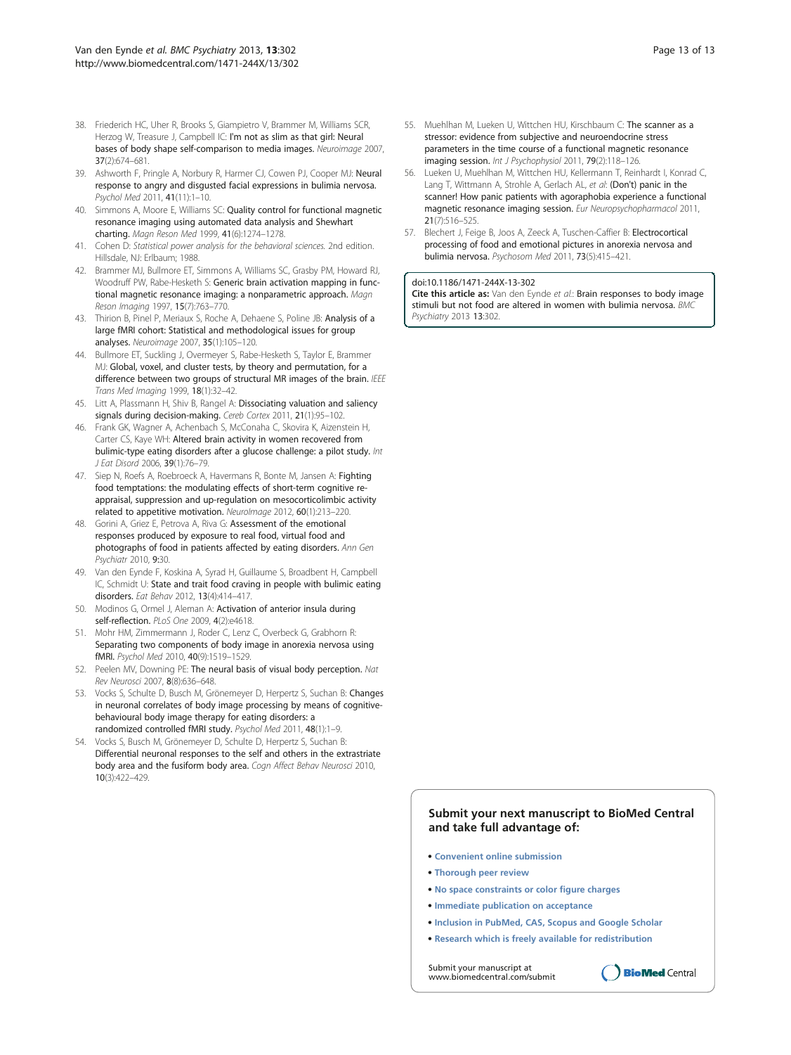38. Friederich HC, Uher R, Brooks S, Giampietro V, Brammer M, Williams SCR, Herzog W, Treasure J, Campbell IC: I'm not as slim as that girl: Neural bases of body shape self-comparison to media images. *Neuroimage* 2007, **37**(2):674–681.
39. Ashworth F, Pringle A, Norbury R, Harmer CJ, Cowen PJ, Cooper MJ: Neural response to angry and disgusted facial expressions in bulimia nervosa. *Psychol Med* 2011, **41**(11):1–10.
40. Simmons A, Moore E, Williams SC: Quality control for functional magnetic resonance imaging using automated data analysis and Shewhart charting. *Magn Reson Med* 1999, **41**(6):1274–1278.
41. Cohen D: *Statistical power analysis for the behavioral sciences.* 2nd edition. Hillsdale, NJ: Erlbaum; 1988.
42. Brammer MJ, Bullmore ET, Simmons A, Williams SC, Grasby PM, Howard RJ, Woodruff PW, Rabe-Hesketh S: Generic brain activation mapping in functional magnetic resonance imaging: a nonparametric approach. *Magn Reson Imaging* 1997, **15**(7):763–770.
43. Thirion B, Pinel P, Meriaux S, Roche A, Dehaene S, Poline JB: Analysis of a large fMRI cohort: Statistical and methodological issues for group analyses. *Neuroimage* 2007, **35**(1):105–120.
44. Bullmore ET, Suckling J, Overmeyer S, Rabe-Hesketh S, Taylor E, Brammer MJ: Global, voxel, and cluster tests, by theory and permutation, for a difference between two groups of structural MR images of the brain. *IEEE Trans Med Imaging* 1999, **18**(1):32–42.
45. Litt A, Plassmann H, Shiv B, Rangel A: Dissociating valuation and saliency signals during decision-making. *Cereb Cortex* 2011, **21**(1):95–102.
46. Frank GK, Wagner A, Achenbach S, McConaha C, Skovira K, Aizenstein H, Carter CS, Kaye WH: Altered brain activity in women recovered from bulimic-type eating disorders after a glucose challenge: a pilot study. *Int J Eat Disord* 2006, **39**(1):76–79.
47. Siep N, Roefs A, Roebroeck A, Havermans R, Bonte M, Jansen A: Fighting food temptations: the modulating effects of short-term cognitive reappraisal, suppression and up-regulation on mesocorticolimbic activity related to appetitive motivation. *NeuroImage* 2012, **60**(1):213–220.
48. Gorini A, Griez E, Petrova A, Riva G: Assessment of the emotional responses produced by exposure to real food, virtual food and photographs of food in patients affected by eating disorders. *Ann Gen Psychiatr* 2010, **9**:30.
49. Van den Eynde F, Koskina A, Syrad H, Guillaume S, Broadbent H, Campbell IC, Schmidt U: State and trait food craving in people with bulimic eating disorders. *Eat Behav* 2012, **13**(4):414–417.
50. Modinos G, Ormel J, Aleman A: Activation of anterior insula during self-reflection. *PLoS One* 2009, **4**(2):e4618.
51. Mohr HM, Zimmermann J, Roder C, Lenz C, Overbeck G, Grabhorn R: Separating two components of body image in anorexia nervosa using fMRI. *Psychol Med* 2010, **40**(9):1519–1529.
52. Peelen MV, Downing PE: The neural basis of visual body perception. *Nat Rev Neurosci* 2007, **8**(8):636–648.
53. Vocks S, Schulte D, Busch M, Grönemeyer D, Herpertz S, Suchan B: Changes in neuronal correlates of body image processing by means of cognitive-behavioural body image therapy for eating disorders: a randomized controlled fMRI study. *Psychol Med* 2011, **48**(1):1–9.
54. Vocks S, Busch M, Grönemeyer D, Schulte D, Herpertz S, Suchan B: Differential neuronal responses to the self and others in the extrastriate body area and the fusiform body area. *Cogn Affect Behav Neurosci* 2010, **10**(3):422–429.
55. Muehlhan M, Lueken U, Wittchen HU, Kirschbaum C: The scanner as a stressor: evidence from subjective and neuroendocrine stress parameters in the time course of a functional magnetic resonance imaging session. *Int J Psychophysiol* 2011, **79**(2):118–126.
56. Lueken U, Muehlhan M, Wittchen HU, Kellermann T, Reinhardt I, Konrad C, Lang T, Wittmann A, Strohle A, Gerlach AL, *et al*: (Don't) panic in the scanner! How panic patients with agoraphobia experience a functional magnetic resonance imaging session. *Eur Neuropsychopharmacol* 2011, **21**(7):516–525.
57. Blechert J, Feige B, Joos A, Zeeck A, Tuschen-Caffier B: Electrocortical processing of food and emotional pictures in anorexia nervosa and bulimia nervosa. *Psychosom Med* 2011, **73**(5):415–421.

doi:10.1186/1471-244X-13-302
**Cite this article as:** Van den Eynde *et al.*: Brain responses to body image stimuli but not food are altered in women with bulimia nervosa. *BMC Psychiatry* 2013 **13**:302.

**Submit your next manuscript to BioMed Central and take full advantage of:**

- **Convenient online submission**
- **Thorough peer review**
- **No space constraints or color figure charges**
- **Immediate publication on acceptance**
- **Inclusion in PubMed, CAS, Scopus and Google Scholar**
- **Research which is freely available for redistribution**

Submit your manuscript at
www.biomedcentral.com/submit

BioMed Central